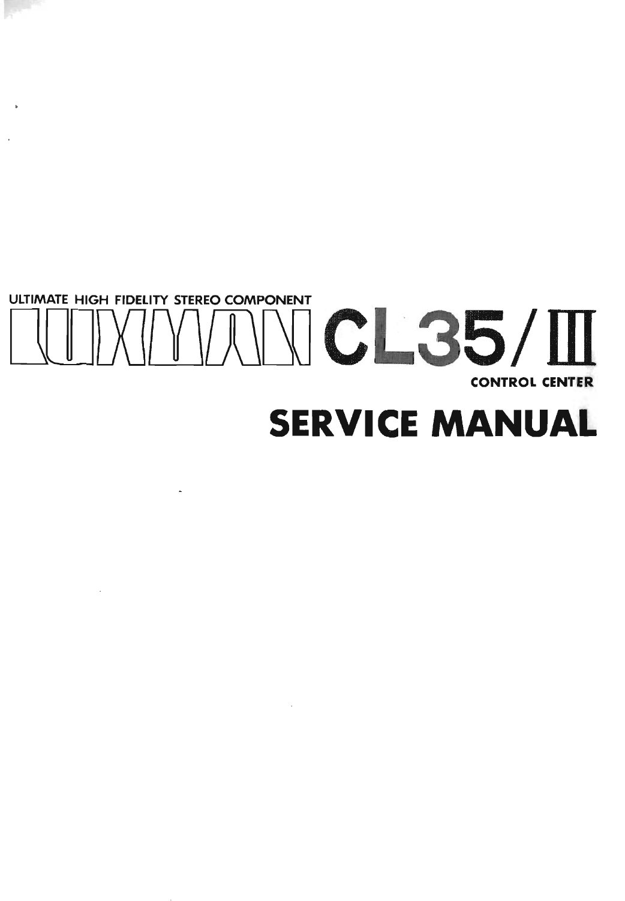ULTIMATE HIGH FIDELITY STEREO COMPONENT

# LUXMAN CL35/III

CONTROL CENTER

# SERVICE MANUAL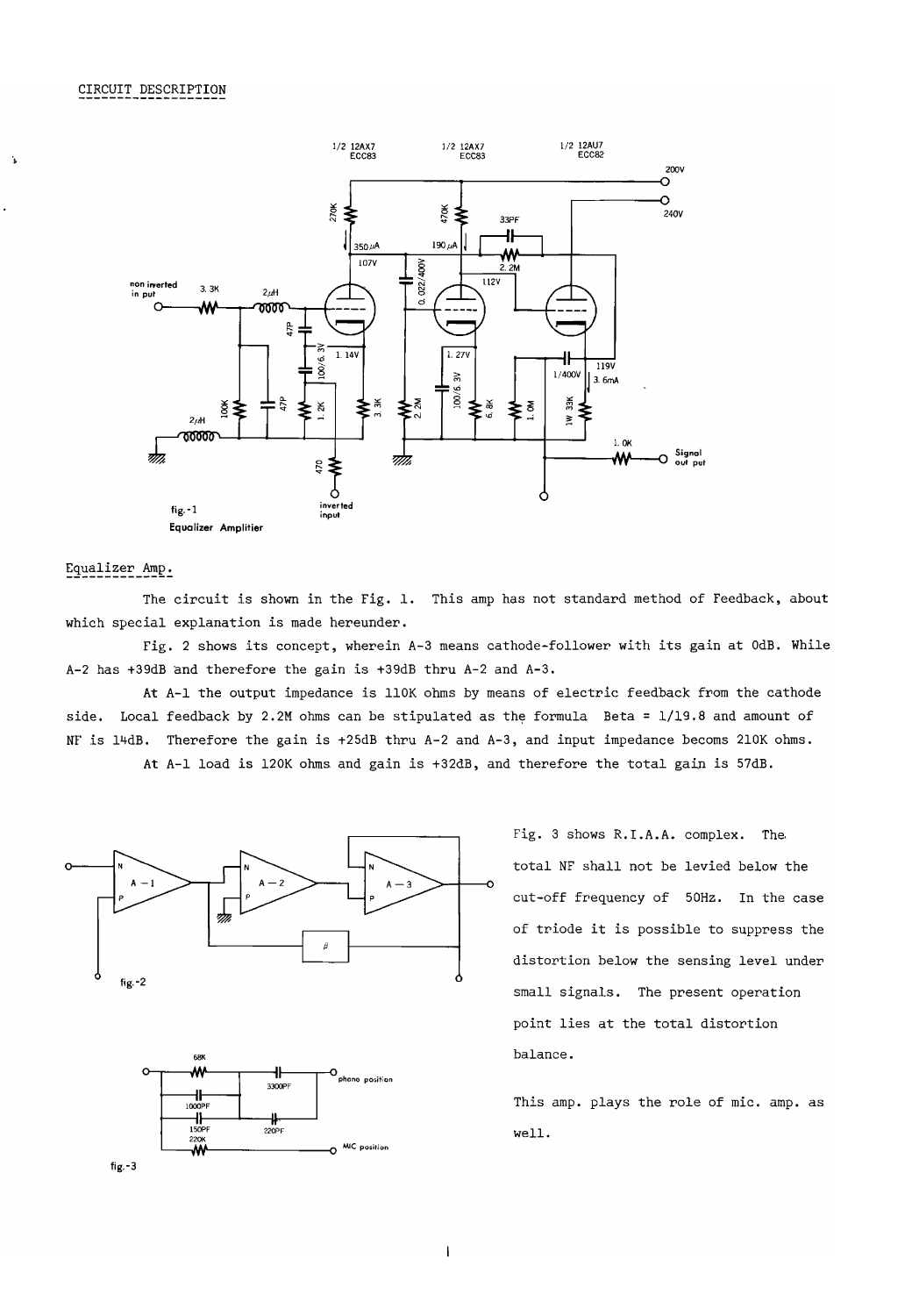## CIRCUIT DESCRIPTION

fig.-1
Equalizer Amplifier

### Equalizer Amp.

The circuit is shown in the Fig. 1. This amp has not standard method of Feedback, about which special explanation is made hereunder.

Fig. 2 shows its concept, wherein A-3 means cathode-follower with its gain at 0dB. While A-2 has +39dB and therefore the gain is +39dB thru A-2 and A-3.

At A-1 the output impedance is 110K ohms by means of electric feedback from the cathode side. Local feedback by 2.2M ohms can be stipulated as the formula Beta = 1/19.8 and amount of NF is 14dB. Therefore the gain is +25dB thru A-2 and A-3, and input impedance becoms 210K ohms.

At A-1 load is 120K ohms and gain is +32dB, and therefore the total gain is 57dB.

fig.-2

fig.-3

Fig. 3 shows R.I.A.A. complex. The total NF shall not be levied below the cut-off frequency of 50Hz. In the case of triode it is possible to suppress the distortion below the sensing level under small signals. The present operation point lies at the total distortion balance.

This amp. plays the role of mic. amp. as well.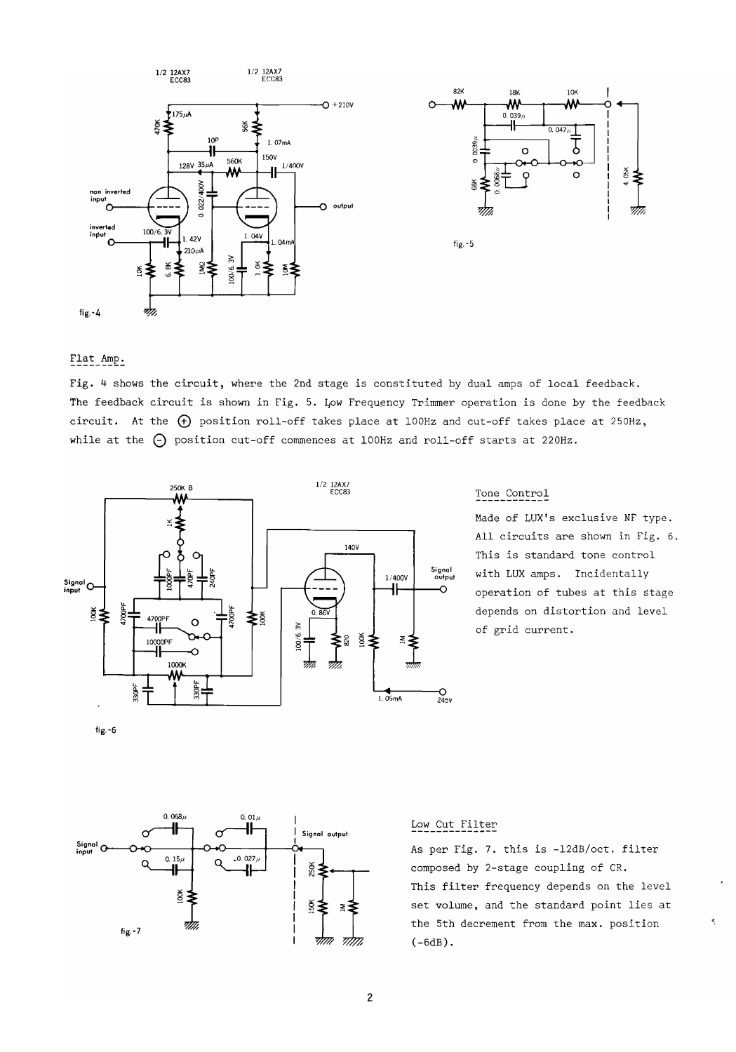fig.-4

fig.-5

## Flat Amp.

Fig. 4 shows the circuit, where the 2nd stage is constituted by dual amps of local feedback. The feedback circuit is shown in Fig. 5. Low Frequency Trimmer operation is done by the feedback circuit. At the ⊕ position roll-off takes place at 100Hz and cut-off takes place at 250Hz, while at the ⊖ position cut-off commences at 100Hz and roll-off starts at 220Hz.

fig.-6

## Tone Control

Made of LUX's exclusive NF type. All circuits are shown in Fig. 6. This is standard tone control with LUX amps. Incidentally operation of tubes at this stage depends on distortion and level of grid current.

fig.-7

## Low Cut Filter

As per Fig. 7. this is -12dB/oct. filter composed by 2-stage coupling of CR. This filter frequency depends on the level set volume, and the standard point lies at the 5th decrement from the max. position (-6dB).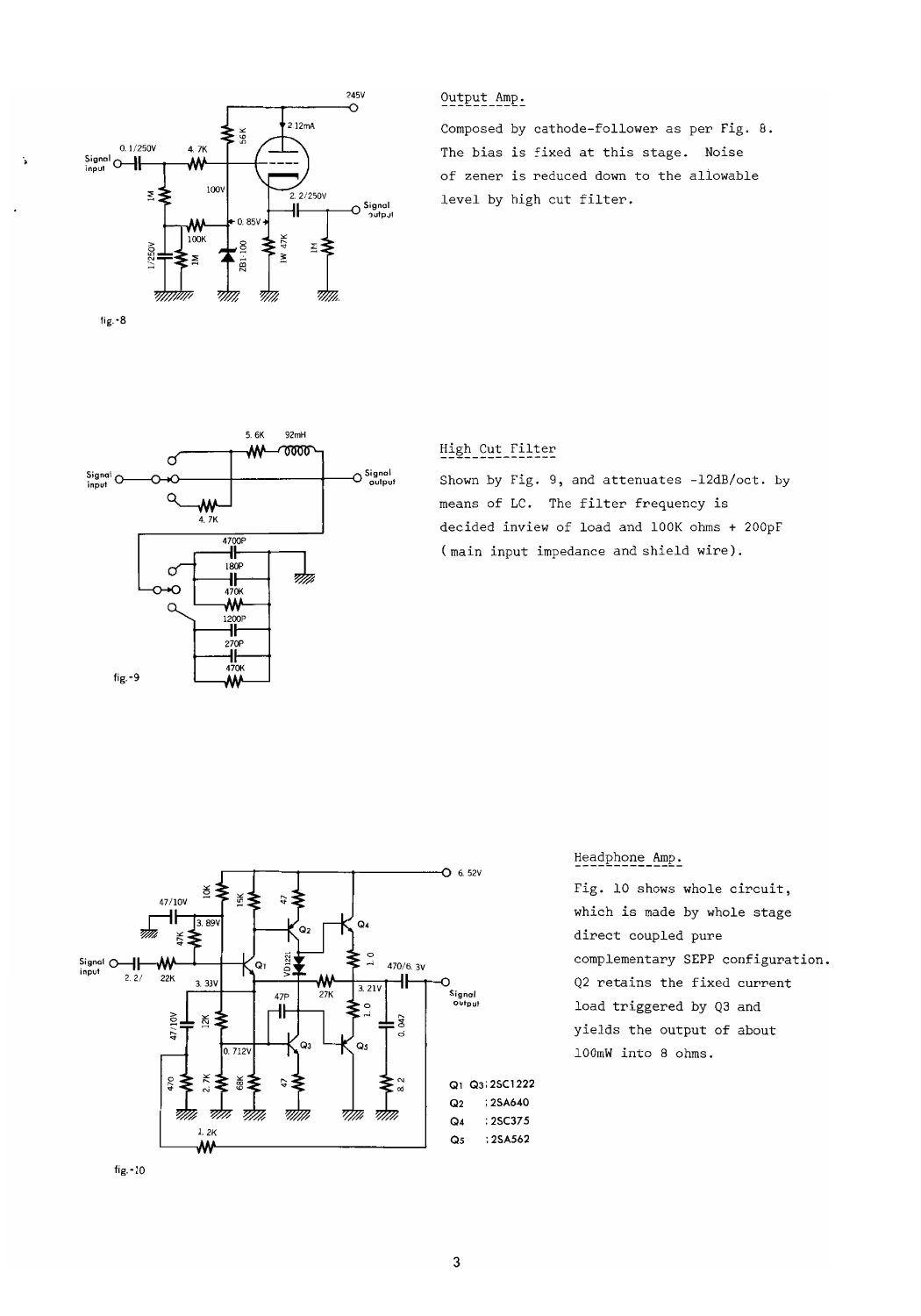## Output Amp.

Composed by cathode-follower as per Fig. 8. The bias is fixed at this stage. Noise of zener is reduced down to the allowable level by high cut filter.

fig.-8

## High Cut Filter

Shown by Fig. 9, and attenuates -12dB/oct. by means of LC. The filter frequency is decided inview of load and 100K ohms + 200pF (main input impedance and shield wire).

fig.-9

## Headphone Amp.

Fig. 10 shows whole circuit, which is made by whole stage direct coupled pure complementary SEPP configuration. Q2 retains the fixed current load triggered by Q3 and yields the output of about 100mW into 8 ohms.

Q1 Q3 ; 2SC1222
Q2 ; 2SA640
Q4 ; 2SC375
Q5 ; 2SA562

fig.-10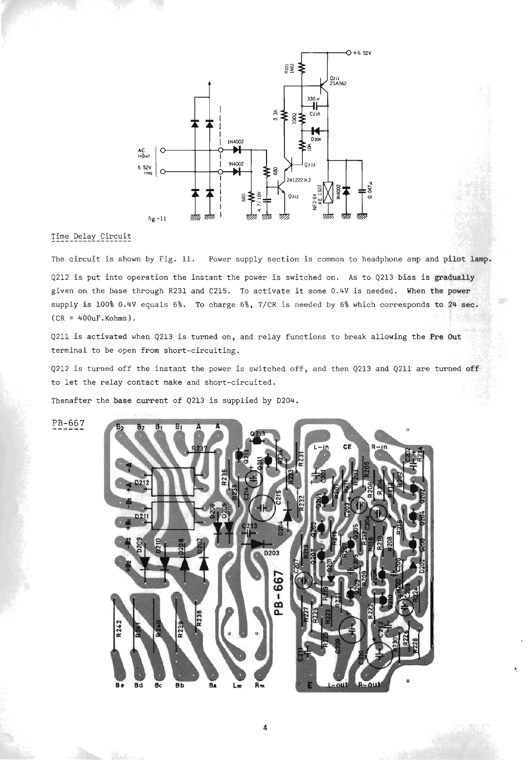fig.-11

Time Delay Circuit

The circuit is shown by Fig. 11. Power supply section is common to headphone amp and pilot lamp.

Q212 is put into operation the instant the power is switched on. As to Q213 bias is gradually given on the base through R231 and C215. To activate it some 0.4V is needed. When the power supply is 100% 0.4V equals 6%. To charge 6%, T/CR is needed by 6% which corresponds to 24 sec. (CR = 400uF.Kohms).

Q211 is activated when Q213 is turned on, and relay functions to break allowing the Pre Out terminal to be open from short-circuiting.

Q212 is turned off the instant the power is switched off, and then Q213 and Q211 are turned off to let the relay contact make and short-circuited.

Thenafter the base current of Q213 is supplied by D204.

PB-667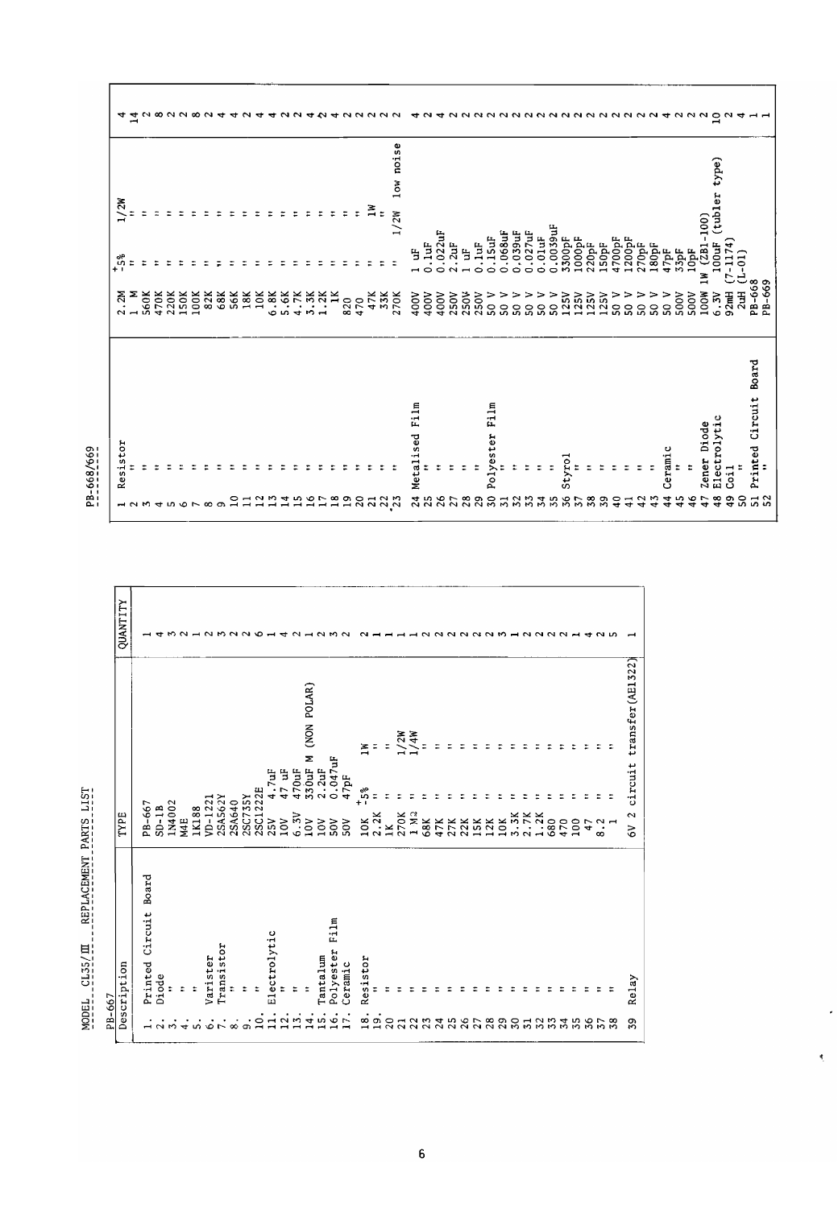# MODEL CL35/Ⅲ REPLACEMENT PARTS LIST

## PB-667

| Description | TYPE | | | QUANTITY |
|---|---|---|---|---|
| 1. Printed Circuit Board | PB-667 | | | 1 |
| 2. Diode | SD-1B | | | 4 |
| 3. " | 1N4002 | | | 3 |
| 4. " | M4E | | | 2 |
| 5. " | 1K188 | | | 1 |
| 6. Varister | VD-1221 | | | 2 |
| 7. Transistor | 2SA562Y | | | 3 |
| 8. " | 2SA640 | | | 2 |
| 9. " | 2SC735Y | | | 2 |
| 10. " | 2SC1222E | | | 6 |
| 11. Electrolytic | 25V | 4.7uF | | 1 |
| 12. " | 10V | 47 uF | | 4 |
| 13. " | 6.3V | 470uF | | 2 |
| 14. " | 10V | 330uF M (NON POLAR) | | 1 |
| 15. Tantalum | 10V | 2.2uF | | 2 |
| 16. Polyester Film | 50V | 0.047uF | | 3 |
| 17. Ceramic | 50V | 47pF | | 2 |
| 18. Resistor | 10K | ±5% | 1W | 2 |
| 19. " | 2.2K | " | " | 1 |
| 20 " | 1K | " | " | 1 |
| 21 " | 270K | " | 1/2W | 1 |
| 22 " | 1 MΩ | " | 1/4W | 2 |
| 23 " | 68K | " | " | 2 |
| 24 " | 47K | " | " | 2 |
| 25 " | 27K | " | " | 2 |
| 26 " | 22K | " | " | 2 |
| 27 " | 15K | " | " | 2 |
| 28 " | 12K | " | " | 2 |
| 29 " | 10K | " | " | 3 |
| 30 " | 3.3K | " | " | 1 |
| 31 " | 2.7K | " | " | 2 |
| 32 " | 1.2K | " | " | 2 |
| 33 " | 680 | " | " | 2 |
| 34 " | 470 | " | " | 2 |
| 35 " | 100 | " | " | 1 |
| 36 " | 47 | " | " | 4 |
| 37 " | 8.2 | " | " | 2 |
| 38 " | 1 | " | " | 5 |
| 39 Relay | 6V 2 circuit transfer(AE1322) | | | 1 |

## PB-668/669

| Description | TYPE | | | QUANTITY |
|---|---|---|---|---|
| 1 Resistor | 2.2M | ±5% | 1/2W | 4 |
| 2 " | 1 M | " | " | 14 |
| 3 " | 560K | " | " | 2 |
| 4 " | 470K | " | " | 8 |
| 5 " | 220K | " | " | 2 |
| 6 " | 150K | " | " | 2 |
| 7 " | 100K | " | " | 8 |
| 8 " | 82K | " | " | 2 |
| 9 " | 68K | " | " | 4 |
| 10 " | 56K | " | " | 4 |
| 11 " | 18K | " | " | 2 |
| 12 " | 10K | " | " | 4 |
| 13 " | 6.8K | " | " | 4 |
| 14 " | 5.6K | " | " | 2 |
| 15 " | 4.7K | " | " | 2 |
| 16 " | 3.3K | " | " | 4 |
| 17 " | 1.2K | " | " | 2 |
| 18 " | 1K | " | " | 4 |
| 19 " | 820 | " | " | 2 |
| 20 " | 470 | " | " | 2 |
| 21 " | 47K | " | 1W | 2 |
| 22 " | 33K | " | " | 2 |
| 23 " | 270K | " | 1/2W low noise | 2 |
| 24 Metalised Film | 400V | 1 uF | | 4 |
| 25 " | 400V | 0.1uF | | 2 |
| 26 " | 400V | 0.022uF | | 4 |
| 27 " | 250V | 2.2uF | | 2 |
| 28 " | 250V | 1 uF | | 2 |
| 29 " | 250V | 0.1uF | | 2 |
| 30 Polyester Film | 50 V | 0.15uF | | 2 |
| 31 " | 50 V | 0.068uF | | 2 |
| 32 " | 50 V | 0.039uF | | 2 |
| 33 " | 50 V | 0.027uF | | 2 |
| 34 " | 50 V | 0.01uF | | 2 |
| 35 " | 50 V | 0.0039uF | | 2 |
| 36 Styrol | 125V | 3300pF | | 2 |
| 37 " | 125V | 1000pF | | 2 |
| 38 " | 125V | 220pF | | 2 |
| 39 " | 125V | 150pF | | 2 |
| 40 " | 50 V | 4700pF | | 2 |
| 41 " | 50 V | 1200pF | | 2 |
| 42 " | 50 V | 270pF | | 2 |
| 43 " | 50 V | 180pF | | 2 |
| 44 Ceramic | 50 V | 47pF | | 4 |
| 45 " | 500V | 33pF | | 2 |
| 46 " | 500V | 10pF | | 2 |
| 47 Zener Diode | 100W 1W (ZB1-100) | | | 2 |
| 48 Electrolytic | 6.3V | 100uF (tubler type) | | 10 |
| 49 Coil | 92mH | (7-1174) | | 2 |
| 50 " | 2uH | (L-01) | | 4 |
| 51 Printed Circuit Board | PB-668 | | | 1 |
| 52 " | PB-669 | | | 1 |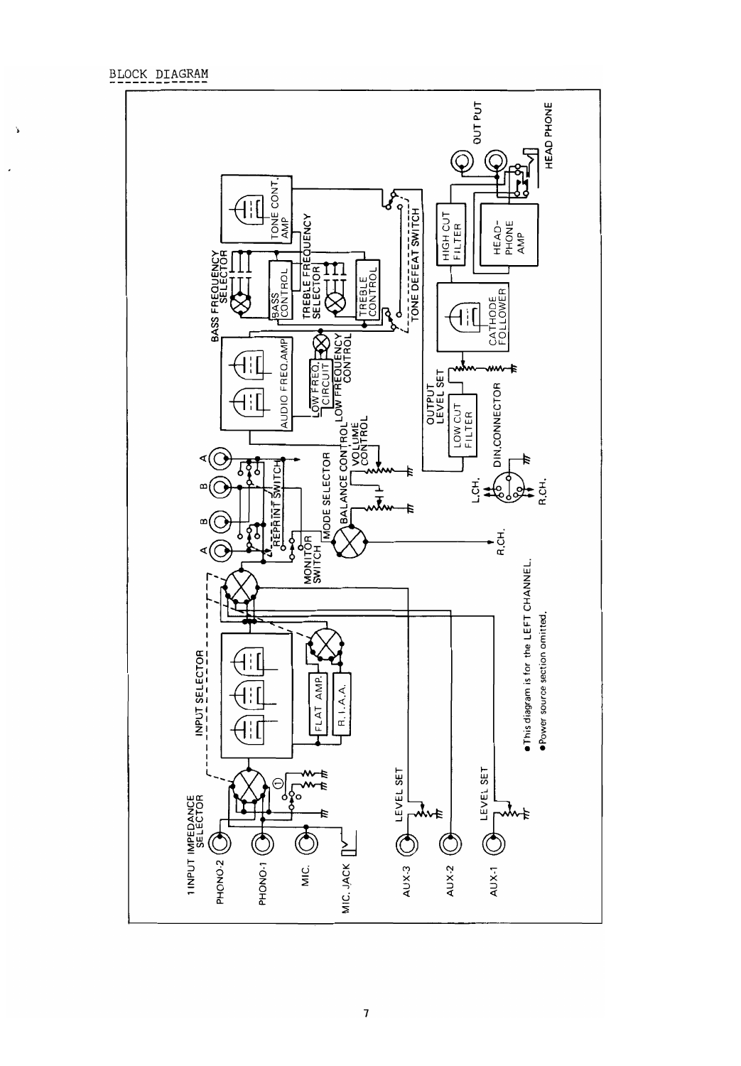# BLOCK DIAGRAM

1 INPUT IMPEDANCE SELECTOR

PHONO-2

PHONO-1

MIC.

MIC. JACK

AUX-3

AUX-2

AUX-1

LEVEL SET

LEVEL SET

INPUT SELECTOR

FLAT AMP.

R. I. A. A.

MONITOR SWITCH

REPRINT SWITCH

MODE SELECTOR

BALANCE CONTROL

VOLUME CONTROL

A B B A

R.CH.

AUDIO FREQ. AMP

LOW FREQ. CIRCUIT

LOW FREQUENCY CONTROL

BASS FREQUENCY SELECTOR

BASS CONTROL

TREBLE FREQUENCY SELECTOR

TREBLE CONTROL

TONE CONT. AMP

TONE DEFEAT SWITCH

OUTPUT LEVEL SET

LOW CUT FILTER

CATHODE FOLLOWER

HIGH CUT FILTER

HEAD-PHONE AMP

OUT PUT

HEAD PHONE

DIN. CONNECTOR

L.CH.

R.CH.

- This diagram is for the LEFT CHANNEL.
- Power source section omitted.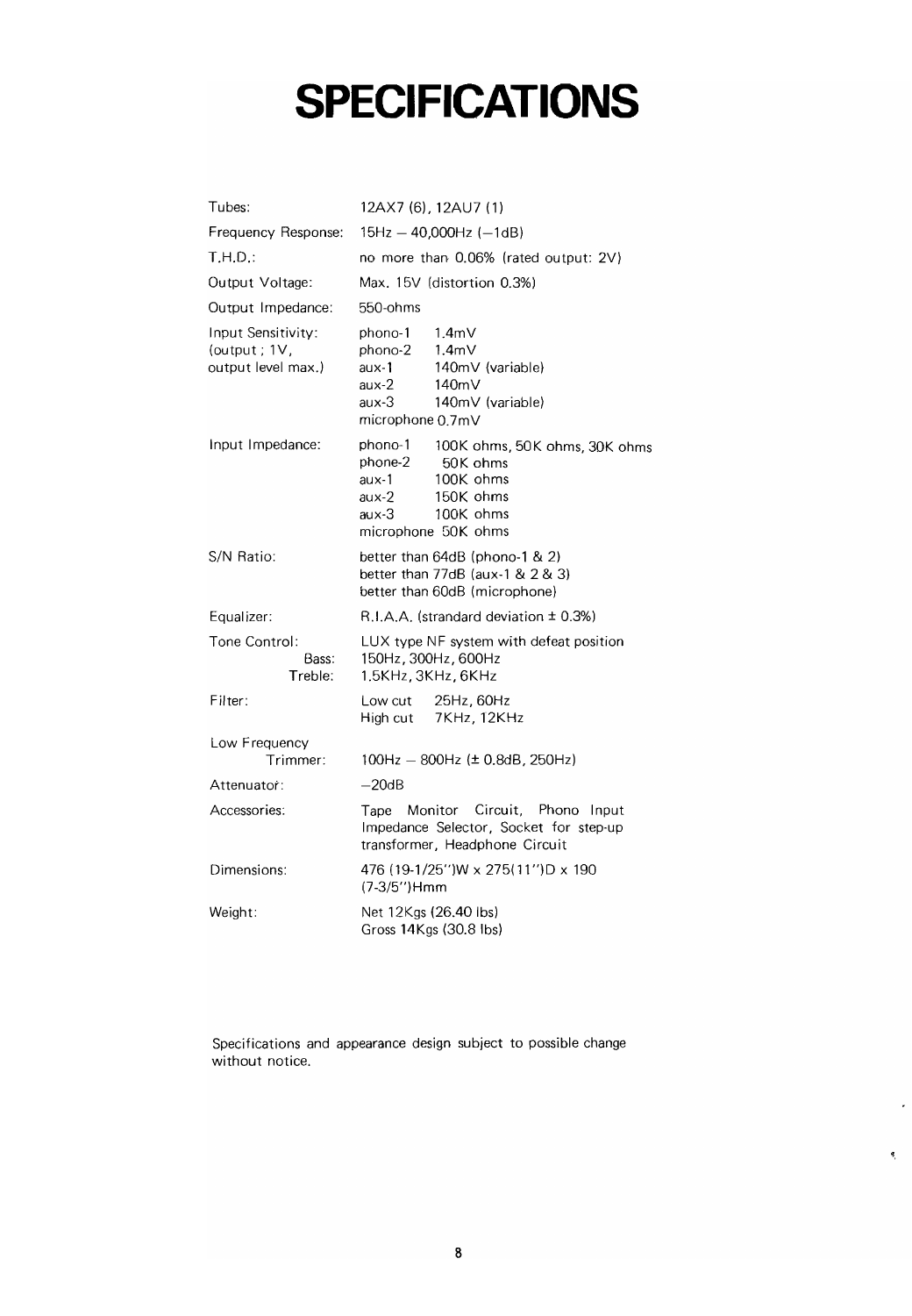# SPECIFICATIONS

| | |
|---|---|
| Tubes: | 12AX7 (6), 12AU7 (1) |
| Frequency Response: | 15Hz — 40,000Hz (−1dB) |
| T.H.D.: | no more than 0.06% (rated output: 2V) |
| Output Voltage: | Max. 15V (distortion 0.3%) |
| Output Impedance: | 550-ohms |
| Input Sensitivity: (output ; 1V, output level max.) | phono-1 1.4mV<br>phono-2 1.4mV<br>aux-1 140mV (variable)<br>aux-2 140mV<br>aux-3 140mV (variable)<br>microphone 0.7mV |
| Input Impedance: | phono-1 100K ohms, 50K ohms, 30K ohms<br>phone-2 50K ohms<br>aux-1 100K ohms<br>aux-2 150K ohms<br>aux-3 100K ohms<br>microphone 50K ohms |
| S/N Ratio: | better than 64dB (phono-1 & 2)<br>better than 77dB (aux-1 & 2 & 3)<br>better than 60dB (microphone) |
| Equalizer: | R.I.A.A. (strandard deviation ± 0.3%) |
| Tone Control: | LUX type NF system with defeat position |
| Bass: | 150Hz, 300Hz, 600Hz |
| Treble: | 1.5KHz, 3KHz, 6KHz |
| Filter: | Low cut 25Hz, 60Hz<br>High cut 7KHz, 12KHz |
| Low Frequency Trimmer: | 100Hz — 800Hz (± 0.8dB, 250Hz) |
| Attenuator: | −20dB |
| Accessories: | Tape Monitor Circuit, Phono Input Impedance Selector, Socket for step-up transformer, Headphone Circuit |
| Dimensions: | 476 (19-1/25")W x 275(11")D x 190 (7-3/5")Hmm |
| Weight: | Net 12Kgs (26.40 lbs)<br>Gross 14Kgs (30.8 lbs) |

Specifications and appearance design subject to possible change without notice.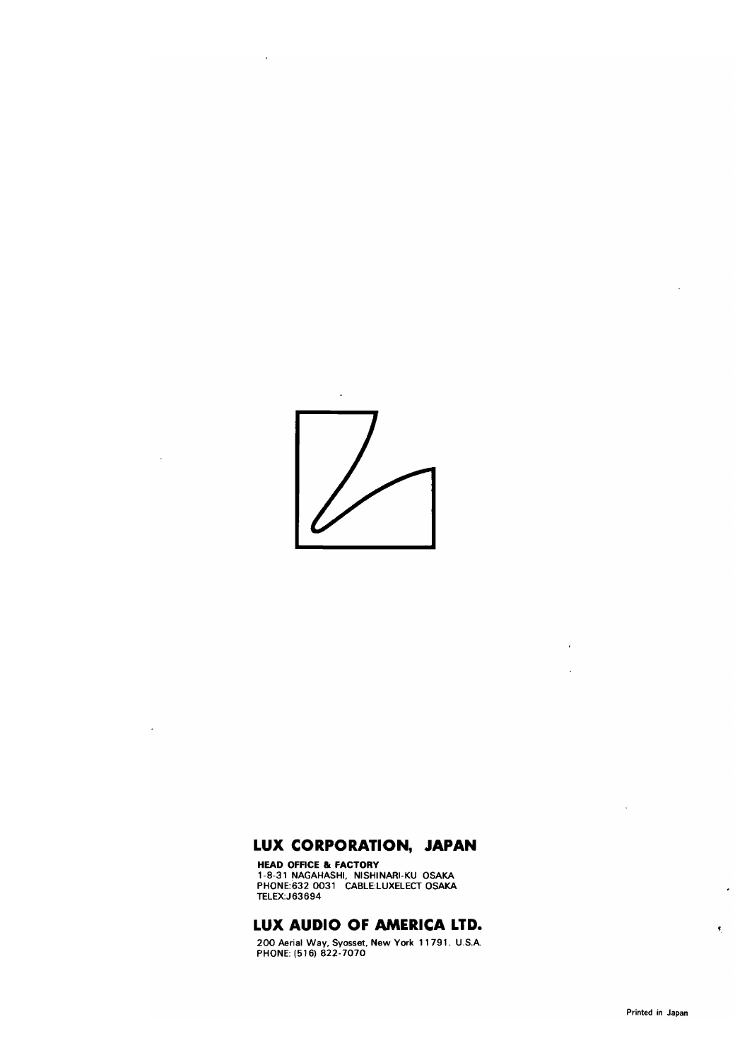## LUX CORPORATION, JAPAN

**HEAD OFFICE & FACTORY**
1-8-31 NAGAHASHI, NISHINARI-KU OSAKA
PHONE:632 0031 CABLE:LUXELECT OSAKA
TELEX:J63694

## LUX AUDIO OF AMERICA LTD.

200 Aerial Way, Syosset, New York 11791. U.S.A.
PHONE: (516) 822-7070

Printed in Japan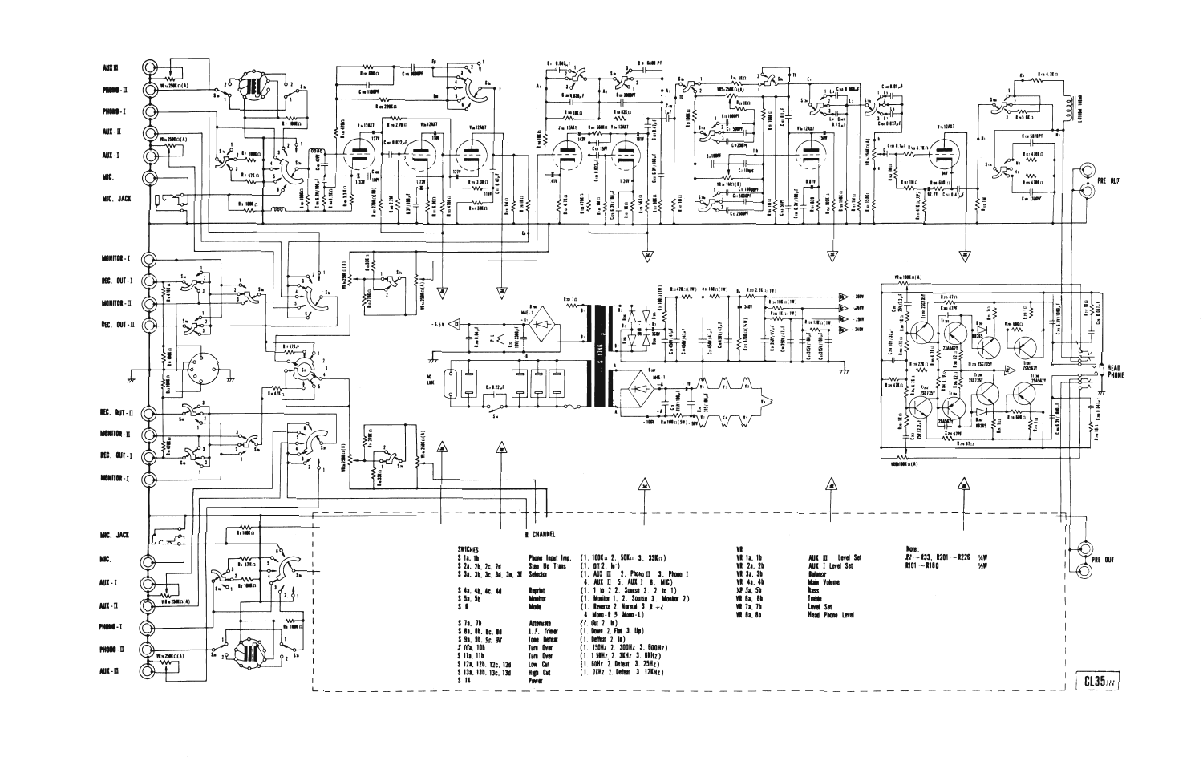R CHANNEL

| SWICHES | | |
|---|---|---|
| S 1a, 1b | Phono Input Imp. | (1. 100KΩ 2. 50KΩ 3. 33KΩ) |
| S 2a, 2b, 2c, 2d | Step Up Trans | (1. Off 2. In) |
| S 3a, 3b, 3c, 3d, 3e, 3f | Selector | (1. AUX III 2. Phono II 3. Phono I 4. AUX II 5. AUX I 6. MIC) |
| S 4a, 4b, 4c, 4d | Reprint | (1. 1 to 2 2. Source 3. 2 to 1) |
| S 5a, 5b | Monitor | (1. Monitor 1. 2. Source 3. Monitor 2) |
| S 6 | Mode | (1. Reverse 2. Normal 3. R+L 4. Mono-R 5. Mono-L) |
| S 7a, 7b | Attenuate | (1. Out 2. In) |
| S 8a, 8b, 8c, 8d | L.F. Trimer | (1. Down 2. Flat 3. Up) |
| S 9a, 9b, 9c, 9d | Tone Defeat | (1. Defeat 2. In) |
| S 10a, 10b | Turn Over | (1. 150Hz 2. 300Hz 3. 600Hz) |
| S 11a, 11b | Turn Over | (1. 1.5KHz 2. 3KHz 3. 6KHz) |
| S 12a, 12b, 12c, 12d | Low Cut | (1. 60Hz 2. Defeat 3. 25Hz) |
| S 13a, 13b, 13c, 13d | High Cut | (1. 7KHz 2. Defeat 3. 12KHz) |
| S 14 | Power | |

| VR | |
|---|---|
| VR 1a, 1b | AUX III Level Set |
| VR 2a, 2b | AUX I Level Set |
| VR 3a, 3b | Balance |
| VR 4a, 4b | Main Volume |
| VR 5a, 5b | Bass |
| VR 6a, 6b | Treble |
| VR 7a, 7b | Level Set |
| VR 8a, 8b | Head Phone Level |

Note:
R1 ~ R33, R201 ~ R226 ¼W
R101 ~ R180 ½W

CL35///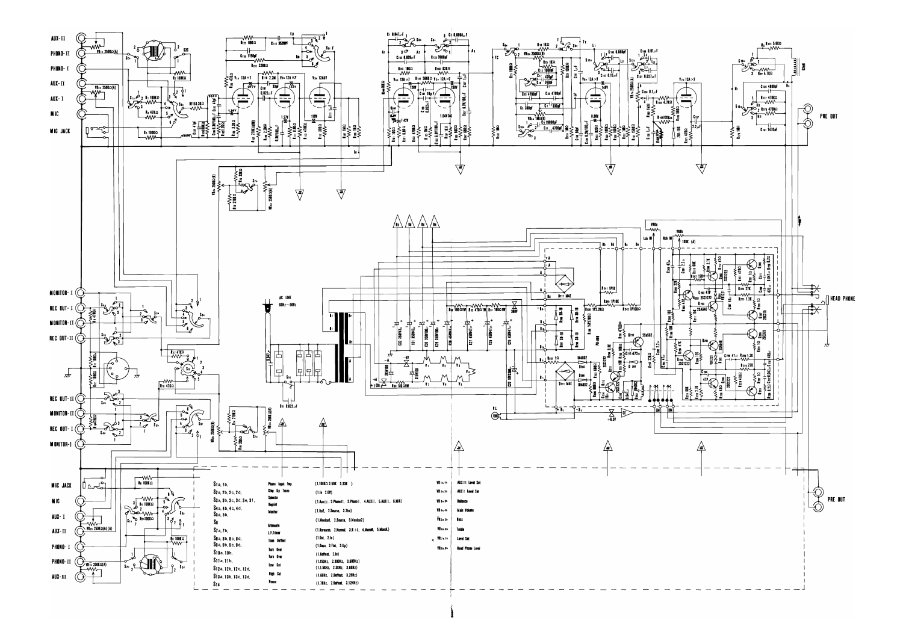AUX-III

PHONO-II

PHONO-I

AUX-II

AUX-I

MIC

MIC JACK

MONITOR-I

REC OUT-I

MONITOR-II

REC OUT-II

REC OUT-II

MONITOR-II

REC OUT-I

MONITOR-1

MIC JACK

MIC

AUX-I

AUX-II

PHONO-I

PHONO-II

AUX-III

PRE OUT

HEAD PHONE

PRE OUT

AC LINE 60Hz~50Hz

| | | |
|---|---|---|
| S1a, 1b, | Phono Input Imp | (1.100KΩ 2.50K 3.30K) |
| S2a, 2b, 2c, 2d, | Step Up Trans | (1.In 2.Off) |
| S3a, 3b, 3c, 3d, 3e, 3f, | Selector | (1.Aux III, 2.Phono II, 3.Phono I, 4.AUX II, 5.AUX I, 6.MIC) |
| S4a, 4b, 4c, 4d, | Tapout | (1.In 2.Source, 3.2nd) |
| S5a, 5b, | Monitor | (1.Monitor I, 2.Source, 3.Monitor 2) |
| S6 | | |
| S7a, 7b, | Attenuate | (1.Reverse, 2.Normal, 3.R+L, 4.Mono R, 5.Mono L) |
| S8a, 8b, 8c, 8d, | L.F.Trimer | (1.Out, 2.In) |
| S9a, 9b, 9c, 9d, | Tone Defeat | (1.Bass, 2.Flat, 3.Up) |
| S10a, 10b, | Turn Over | (1.Defeat, 2.In) |
| S11a, 11b, | Turn Over | (1.150Hz, 2.300Hz, 3.600Hz) |
| S12a, 12b, 12c, 12d, | Low Cut | (1.15Hz, 2.30Hz, 3.60Hz) |
| S13a, 13b, 13c, 13d, | High Cut | (1.6KHz, 2.Defeat, 3.25KHz) |
| S14 | Power | (1.7KHz, 2.Defeat, 3.12KHz) |

| | |
|---|---|
| VR1a, 1b | AUX III Level Set |
| VR2a, 2b | AUX I Level Set |
| VR3a, 3b | Balance |
| VR4a, 4b | Main Volume |
| VR5a, 5b | Bass |
| VR6a, 6b | Treble |
| VR7a, 7b | Level Set |
| VR8a, 8b | Head Phone Level |